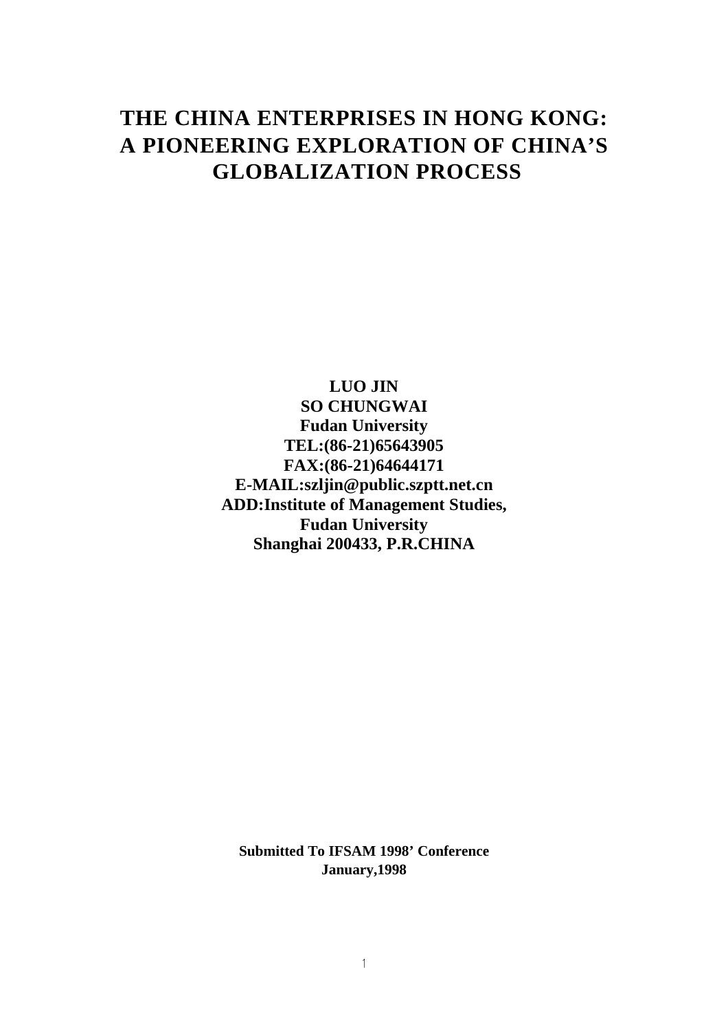# THE CHINA ENTERPRISES IN HONG KONG: A PIONEERING EXPLORATION OF CHINA'S GLOBALIZATION PROCESS

**LUO JIN**
**SO CHUNGWAI**
**Fudan University**
**TEL:(86-21)65643905**
**FAX:(86-21)64644171**
**E-MAIL:szljin@public.szptt.net.cn**
**ADD:Institute of Management Studies,**
**Fudan University**
**Shanghai 200433, P.R.CHINA**

**Submitted To IFSAM 1998' Conference**
**January,1998**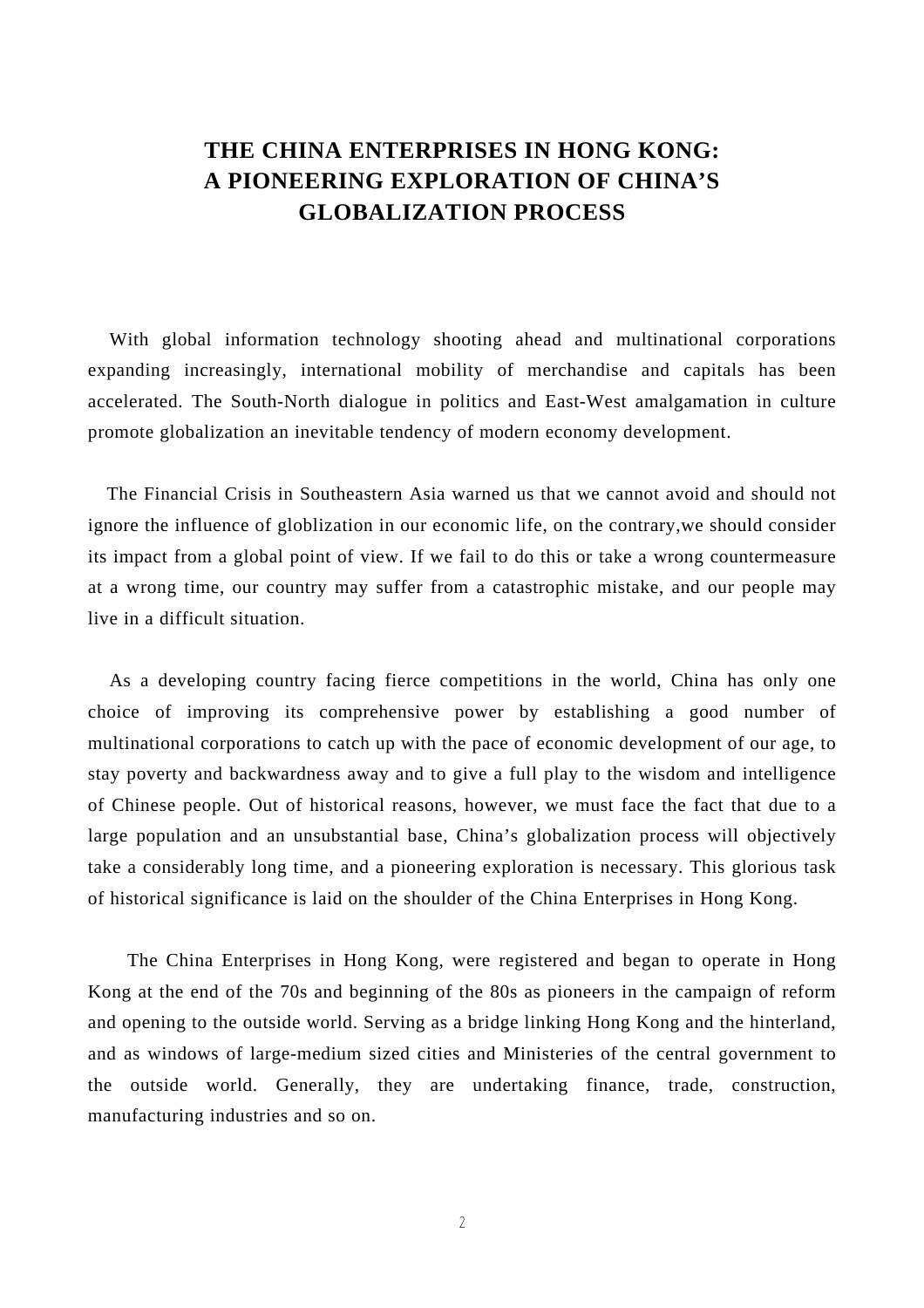# THE CHINA ENTERPRISES IN HONG KONG: A PIONEERING EXPLORATION OF CHINA'S GLOBALIZATION PROCESS

With global information technology shooting ahead and multinational corporations expanding increasingly, international mobility of merchandise and capitals has been accelerated. The South-North dialogue in politics and East-West amalgamation in culture promote globalization an inevitable tendency of modern economy development.

The Financial Crisis in Southeastern Asia warned us that we cannot avoid and should not ignore the influence of globlization in our economic life, on the contrary,we should consider its impact from a global point of view. If we fail to do this or take a wrong countermeasure at a wrong time, our country may suffer from a catastrophic mistake, and our people may live in a difficult situation.

As a developing country facing fierce competitions in the world, China has only one choice of improving its comprehensive power by establishing a good number of multinational corporations to catch up with the pace of economic development of our age, to stay poverty and backwardness away and to give a full play to the wisdom and intelligence of Chinese people. Out of historical reasons, however, we must face the fact that due to a large population and an unsubstantial base, China's globalization process will objectively take a considerably long time, and a pioneering exploration is necessary. This glorious task of historical significance is laid on the shoulder of the China Enterprises in Hong Kong.

The China Enterprises in Hong Kong, were registered and began to operate in Hong Kong at the end of the 70s and beginning of the 80s as pioneers in the campaign of reform and opening to the outside world. Serving as a bridge linking Hong Kong and the hinterland, and as windows of large-medium sized cities and Ministeries of the central government to the outside world. Generally, they are undertaking finance, trade, construction, manufacturing industries and so on.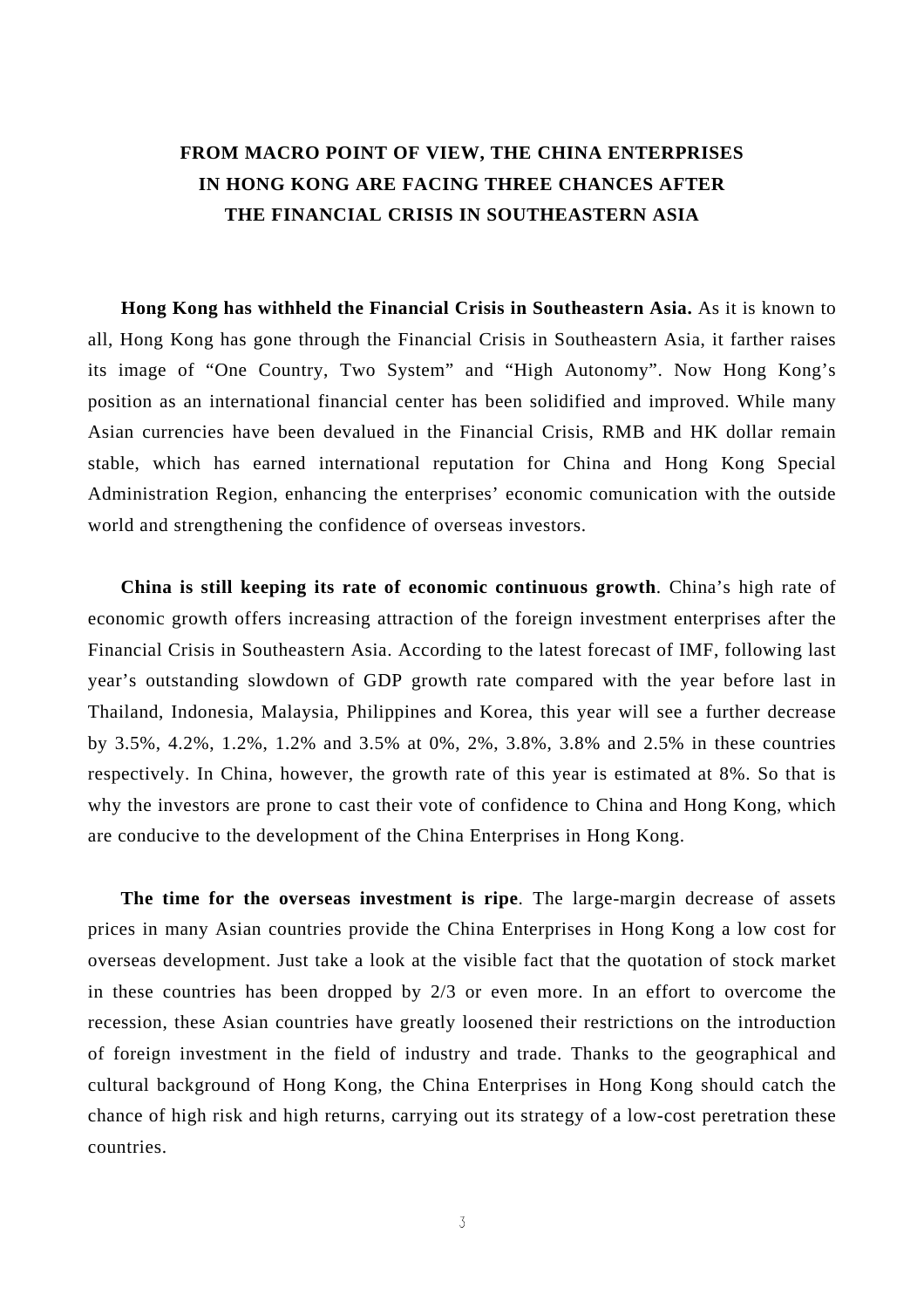# FROM MACRO POINT OF VIEW, THE CHINA ENTERPRISES IN HONG KONG ARE FACING THREE CHANCES AFTER THE FINANCIAL CRISIS IN SOUTHEASTERN ASIA

**Hong Kong has withheld the Financial Crisis in Southeastern Asia.** As it is known to all, Hong Kong has gone through the Financial Crisis in Southeastern Asia, it farther raises its image of "One Country, Two System" and "High Autonomy". Now Hong Kong's position as an international financial center has been solidified and improved. While many Asian currencies have been devalued in the Financial Crisis, RMB and HK dollar remain stable, which has earned international reputation for China and Hong Kong Special Administration Region, enhancing the enterprises' economic comunication with the outside world and strengthening the confidence of overseas investors.

**China is still keeping its rate of economic continuous growth**. China's high rate of economic growth offers increasing attraction of the foreign investment enterprises after the Financial Crisis in Southeastern Asia. According to the latest forecast of IMF, following last year's outstanding slowdown of GDP growth rate compared with the year before last in Thailand, Indonesia, Malaysia, Philippines and Korea, this year will see a further decrease by 3.5%, 4.2%, 1.2%, 1.2% and 3.5% at 0%, 2%, 3.8%, 3.8% and 2.5% in these countries respectively. In China, however, the growth rate of this year is estimated at 8%. So that is why the investors are prone to cast their vote of confidence to China and Hong Kong, which are conducive to the development of the China Enterprises in Hong Kong.

**The time for the overseas investment is ripe**. The large-margin decrease of assets prices in many Asian countries provide the China Enterprises in Hong Kong a low cost for overseas development. Just take a look at the visible fact that the quotation of stock market in these countries has been dropped by 2/3 or even more. In an effort to overcome the recession, these Asian countries have greatly loosened their restrictions on the introduction of foreign investment in the field of industry and trade. Thanks to the geographical and cultural background of Hong Kong, the China Enterprises in Hong Kong should catch the chance of high risk and high returns, carrying out its strategy of a low-cost peretration these countries.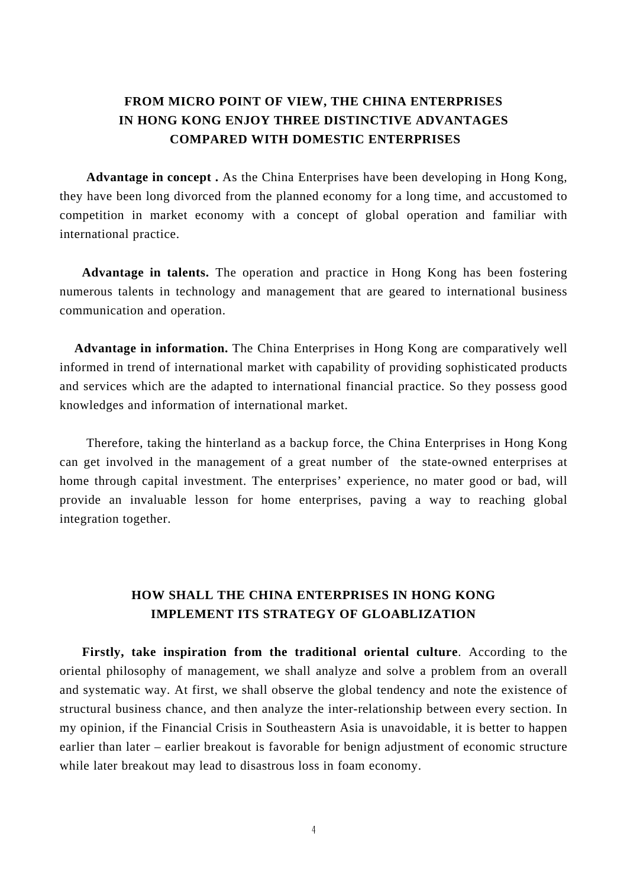## FROM MICRO POINT OF VIEW, THE CHINA ENTERPRISES IN HONG KONG ENJOY THREE DISTINCTIVE ADVANTAGES COMPARED WITH DOMESTIC ENTERPRISES

**Advantage in concept .** As the China Enterprises have been developing in Hong Kong, they have been long divorced from the planned economy for a long time, and accustomed to competition in market economy with a concept of global operation and familiar with international practice.

**Advantage in talents.** The operation and practice in Hong Kong has been fostering numerous talents in technology and management that are geared to international business communication and operation.

**Advantage in information.** The China Enterprises in Hong Kong are comparatively well informed in trend of international market with capability of providing sophisticated products and services which are the adapted to international financial practice. So they possess good knowledges and information of international market.

Therefore, taking the hinterland as a backup force, the China Enterprises in Hong Kong can get involved in the management of a great number of the state-owned enterprises at home through capital investment. The enterprises' experience, no mater good or bad, will provide an invaluable lesson for home enterprises, paving a way to reaching global integration together.

## HOW SHALL THE CHINA ENTERPRISES IN HONG KONG IMPLEMENT ITS STRATEGY OF GLOABLIZATION

**Firstly, take inspiration from the traditional oriental culture**. According to the oriental philosophy of management, we shall analyze and solve a problem from an overall and systematic way. At first, we shall observe the global tendency and note the existence of structural business chance, and then analyze the inter-relationship between every section. In my opinion, if the Financial Crisis in Southeastern Asia is unavoidable, it is better to happen earlier than later – earlier breakout is favorable for benign adjustment of economic structure while later breakout may lead to disastrous loss in foam economy.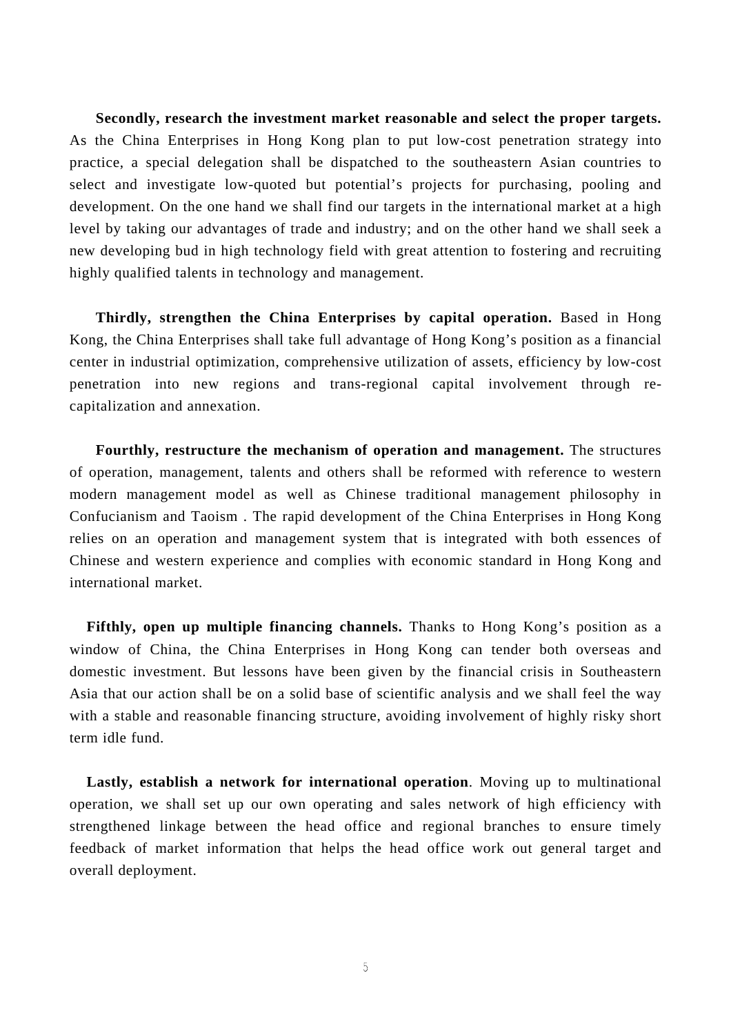**Secondly, research the investment market reasonable and select the proper targets.** As the China Enterprises in Hong Kong plan to put low-cost penetration strategy into practice, a special delegation shall be dispatched to the southeastern Asian countries to select and investigate low-quoted but potential's projects for purchasing, pooling and development. On the one hand we shall find our targets in the international market at a high level by taking our advantages of trade and industry; and on the other hand we shall seek a new developing bud in high technology field with great attention to fostering and recruiting highly qualified talents in technology and management.

**Thirdly, strengthen the China Enterprises by capital operation.** Based in Hong Kong, the China Enterprises shall take full advantage of Hong Kong's position as a financial center in industrial optimization, comprehensive utilization of assets, efficiency by low-cost penetration into new regions and trans-regional capital involvement through re-capitalization and annexation.

**Fourthly, restructure the mechanism of operation and management.** The structures of operation, management, talents and others shall be reformed with reference to western modern management model as well as Chinese traditional management philosophy in Confucianism and Taoism . The rapid development of the China Enterprises in Hong Kong relies on an operation and management system that is integrated with both essences of Chinese and western experience and complies with economic standard in Hong Kong and international market.

**Fifthly, open up multiple financing channels.** Thanks to Hong Kong's position as a window of China, the China Enterprises in Hong Kong can tender both overseas and domestic investment. But lessons have been given by the financial crisis in Southeastern Asia that our action shall be on a solid base of scientific analysis and we shall feel the way with a stable and reasonable financing structure, avoiding involvement of highly risky short term idle fund.

**Lastly, establish a network for international operation**. Moving up to multinational operation, we shall set up our own operating and sales network of high efficiency with strengthened linkage between the head office and regional branches to ensure timely feedback of market information that helps the head office work out general target and overall deployment.